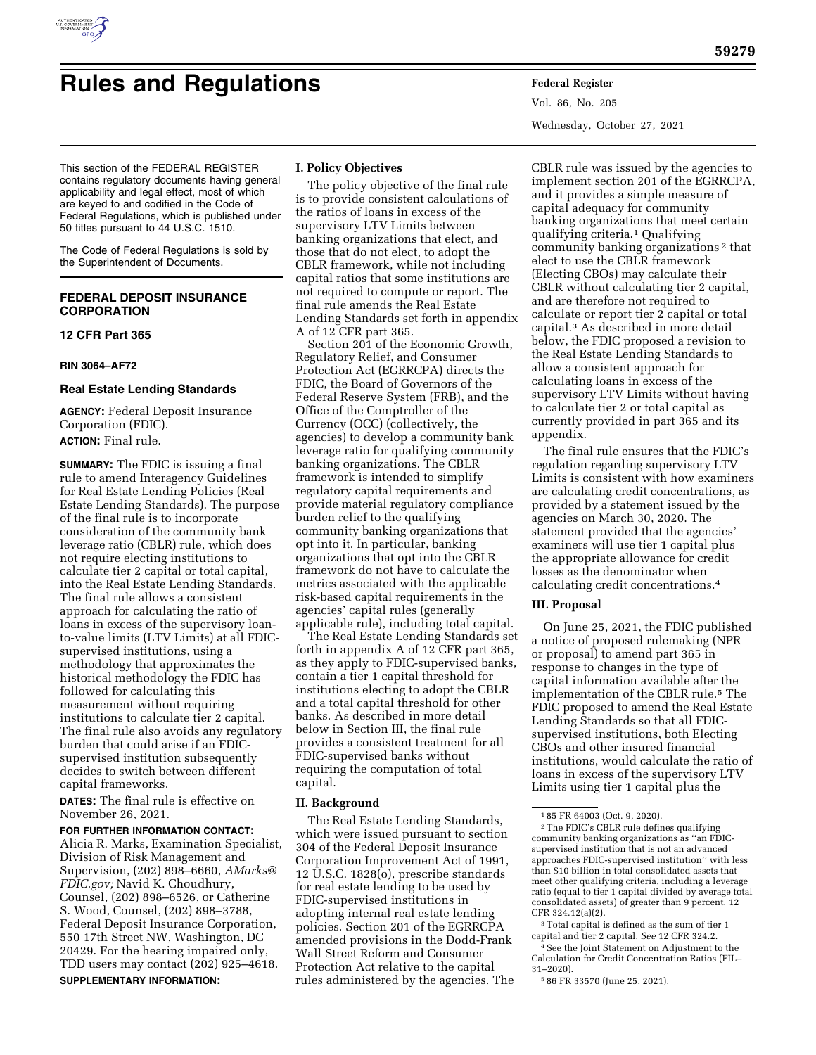# Rules and Regulations

This section of the FEDERAL REGISTER contains regulatory documents having general applicability and legal effect, most of which are keyed to and codified in the Code of Federal Regulations, which is published under 50 titles pursuant to 44 U.S.C. 1510.

The Code of Federal Regulations is sold by the Superintendent of Documents.

## FEDERAL DEPOSIT INSURANCE CORPORATION

## 12 CFR Part 365

### RIN 3064–AF72

### Real Estate Lending Standards

**AGENCY:** Federal Deposit Insurance Corporation (FDIC).

**ACTION:** Final rule.

**SUMMARY:** The FDIC is issuing a final rule to amend Interagency Guidelines for Real Estate Lending Policies (Real Estate Lending Standards). The purpose of the final rule is to incorporate consideration of the community bank leverage ratio (CBLR) rule, which does not require electing institutions to calculate tier 2 capital or total capital, into the Real Estate Lending Standards. The final rule allows a consistent approach for calculating the ratio of loans in excess of the supervisory loan-to-value limits (LTV Limits) at all FDIC-supervised institutions, using a methodology that approximates the historical methodology the FDIC has followed for calculating this measurement without requiring institutions to calculate tier 2 capital. The final rule also avoids any regulatory burden that could arise if an FDIC-supervised institution subsequently decides to switch between different capital frameworks.

**DATES:** The final rule is effective on November 26, 2021.

**FOR FURTHER INFORMATION CONTACT:** Alicia R. Marks, Examination Specialist, Division of Risk Management and Supervision, (202) 898–6660, *AMarks@FDIC.gov;* Navid K. Choudhury, Counsel, (202) 898–6526, or Catherine S. Wood, Counsel, (202) 898–3788, Federal Deposit Insurance Corporation, 550 17th Street NW, Washington, DC 20429. For the hearing impaired only, TDD users may contact (202) 925–4618.

**SUPPLEMENTARY INFORMATION:**

### I. Policy Objectives

The policy objective of the final rule is to provide consistent calculations of the ratios of loans in excess of the supervisory LTV Limits between banking organizations that elect, and those that do not elect, to adopt the CBLR framework, while not including capital ratios that some institutions are not required to compute or report. The final rule amends the Real Estate Lending Standards set forth in appendix A of 12 CFR part 365.

Section 201 of the Economic Growth, Regulatory Relief, and Consumer Protection Act (EGRRCPA) directs the FDIC, the Board of Governors of the Federal Reserve System (FRB), and the Office of the Comptroller of the Currency (OCC) (collectively, the agencies) to develop a community bank leverage ratio for qualifying community banking organizations. The CBLR framework is intended to simplify regulatory capital requirements and provide material regulatory compliance burden relief to the qualifying community banking organizations that opt into it. In particular, banking organizations that opt into the CBLR framework do not have to calculate the metrics associated with the applicable risk-based capital requirements in the agencies' capital rules (generally applicable rule), including total capital.

The Real Estate Lending Standards set forth in appendix A of 12 CFR part 365, as they apply to FDIC-supervised banks, contain a tier 1 capital threshold for institutions electing to adopt the CBLR and a total capital threshold for other banks. As described in more detail below in Section III, the final rule provides a consistent treatment for all FDIC-supervised banks without requiring the computation of total capital.

### II. Background

The Real Estate Lending Standards, which were issued pursuant to section 304 of the Federal Deposit Insurance Corporation Improvement Act of 1991, 12 U.S.C. 1828(o), prescribe standards for real estate lending to be used by FDIC-supervised institutions in adopting internal real estate lending policies. Section 201 of the EGRRCPA amended provisions in the Dodd-Frank Wall Street Reform and Consumer Protection Act relative to the capital rules administered by the agencies. The CBLR rule was issued by the agencies to implement section 201 of the EGRRCPA, and it provides a simple measure of capital adequacy for community banking organizations that meet certain qualifying criteria.[1] Qualifying community banking organizations [2] that elect to use the CBLR framework (Electing CBOs) may calculate their CBLR without calculating tier 2 capital, and are therefore not required to calculate or report tier 2 capital or total capital.[3] As described in more detail below, the FDIC proposed a revision to the Real Estate Lending Standards to allow a consistent approach for calculating loans in excess of the supervisory LTV Limits without having to calculate tier 2 or total capital as currently provided in part 365 and its appendix.

The final rule ensures that the FDIC's regulation regarding supervisory LTV Limits is consistent with how examiners are calculating credit concentrations, as provided by a statement issued by the agencies on March 30, 2020. The statement provided that the agencies' examiners will use tier 1 capital plus the appropriate allowance for credit losses as the denominator when calculating credit concentrations.[4]

### III. Proposal

On June 25, 2021, the FDIC published a notice of proposed rulemaking (NPR or proposal) to amend part 365 in response to changes in the type of capital information available after the implementation of the CBLR rule.[5] The FDIC proposed to amend the Real Estate Lending Standards so that all FDIC-supervised institutions, both Electing CBOs and other insured financial institutions, would calculate the ratio of loans in excess of the supervisory LTV Limits using tier 1 capital plus the

---

[1] 85 FR 64003 (Oct. 9, 2020).

[2] The FDIC's CBLR rule defines qualifying community banking organizations as "an FDIC-supervised institution that is not an advanced approaches FDIC-supervised institution" with less than $10 billion in total consolidated assets that meet other qualifying criteria, including a leverage ratio (equal to tier 1 capital divided by average total consolidated assets) of greater than 9 percent. 12 CFR 324.12(a)(2).

[3] Total capital is defined as the sum of tier 1 capital and tier 2 capital. *See* 12 CFR 324.2.

[4] See the Joint Statement on Adjustment to the Calculation for Credit Concentration Ratios (FIL–31–2020).

[5] 86 FR 33570 (June 25, 2021).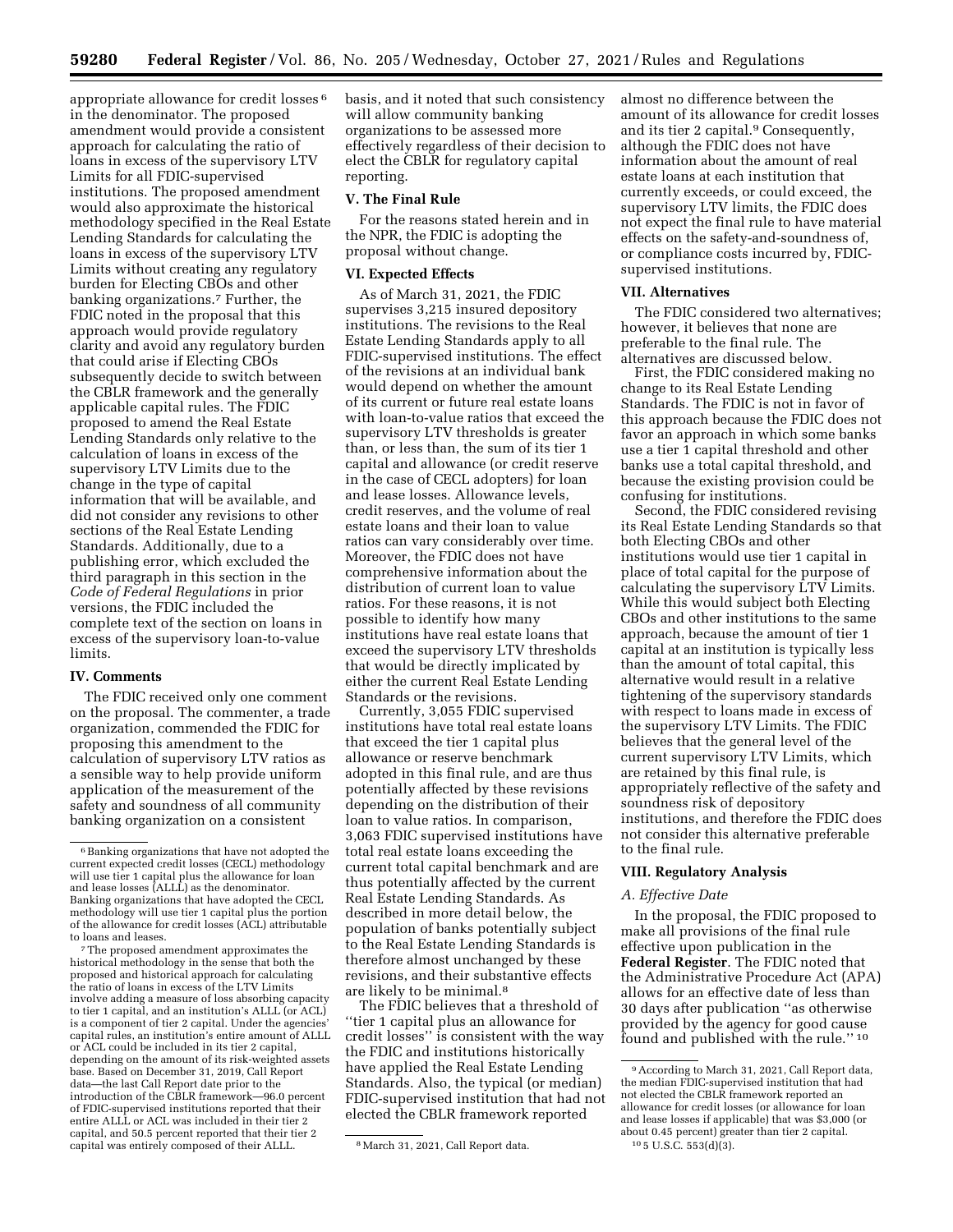appropriate allowance for credit losses [6] in the denominator. The proposed amendment would provide a consistent approach for calculating the ratio of loans in excess of the supervisory LTV Limits for all FDIC-supervised institutions. The proposed amendment would also approximate the historical methodology specified in the Real Estate Lending Standards for calculating the loans in excess of the supervisory LTV Limits without creating any regulatory burden for Electing CBOs and other banking organizations.[7] Further, the FDIC noted in the proposal that this approach would provide regulatory clarity and avoid any regulatory burden that could arise if Electing CBOs subsequently decide to switch between the CBLR framework and the generally applicable capital rules. The FDIC proposed to amend the Real Estate Lending Standards only relative to the calculation of loans in excess of the supervisory LTV Limits due to the change in the type of capital information that will be available, and did not consider any revisions to other sections of the Real Estate Lending Standards. Additionally, due to a publishing error, which excluded the third paragraph in this section in the *Code of Federal Regulations* in prior versions, the FDIC included the complete text of the section on loans in excess of the supervisory loan-to-value limits.

## IV. Comments

The FDIC received only one comment on the proposal. The commenter, a trade organization, commended the FDIC for proposing this amendment to the calculation of supervisory LTV ratios as a sensible way to help provide uniform application of the measurement of the safety and soundness of all community banking organization on a consistent basis, and it noted that such consistency will allow community banking organizations to be assessed more effectively regardless of their decision to elect the CBLR for regulatory capital reporting.

## V. The Final Rule

For the reasons stated herein and in the NPR, the FDIC is adopting the proposal without change.

## VI. Expected Effects

As of March 31, 2021, the FDIC supervises 3,215 insured depository institutions. The revisions to the Real Estate Lending Standards apply to all FDIC-supervised institutions. The effect of the revisions at an individual bank would depend on whether the amount of its current or future real estate loans with loan-to-value ratios that exceed the supervisory LTV thresholds is greater than, or less than, the sum of its tier 1 capital and allowance (or credit reserve in the case of CECL adopters) for loan and lease losses. Allowance levels, credit reserves, and the volume of real estate loans and their loan to value ratios can vary considerably over time. Moreover, the FDIC does not have comprehensive information about the distribution of current loan to value ratios. For these reasons, it is not possible to identify how many institutions have real estate loans that exceed the supervisory LTV thresholds that would be directly implicated by either the current Real Estate Lending Standards or the revisions.

Currently, 3,055 FDIC supervised institutions have total real estate loans that exceed the tier 1 capital plus allowance or reserve benchmark adopted in this final rule, and are thus potentially affected by these revisions depending on the distribution of their loan to value ratios. In comparison, 3,063 FDIC supervised institutions have total real estate loans exceeding the current total capital benchmark and are thus potentially affected by the current Real Estate Lending Standards. As described in more detail below, the population of banks potentially subject to the Real Estate Lending Standards is therefore almost unchanged by these revisions, and their substantive effects are likely to be minimal.[8]

The FDIC believes that a threshold of ''tier 1 capital plus an allowance for credit losses'' is consistent with the way the FDIC and institutions historically have applied the Real Estate Lending Standards. Also, the typical (or median) FDIC-supervised institution that had not elected the CBLR framework reported almost no difference between the amount of its allowance for credit losses and its tier 2 capital.[9] Consequently, although the FDIC does not have information about the amount of real estate loans at each institution that currently exceeds, or could exceed, the supervisory LTV limits, the FDIC does not expect the final rule to have material effects on the safety-and-soundness of, or compliance costs incurred by, FDIC-supervised institutions.

## VII. Alternatives

The FDIC considered two alternatives; however, it believes that none are preferable to the final rule. The alternatives are discussed below.

First, the FDIC considered making no change to its Real Estate Lending Standards. The FDIC is not in favor of this approach because the FDIC does not favor an approach in which some banks use a tier 1 capital threshold and other banks use a total capital threshold, and because the existing provision could be confusing for institutions.

Second, the FDIC considered revising its Real Estate Lending Standards so that both Electing CBOs and other institutions would use tier 1 capital in place of total capital for the purpose of calculating the supervisory LTV Limits. While this would subject both Electing CBOs and other institutions to the same approach, because the amount of tier 1 capital at an institution is typically less than the amount of total capital, this alternative would result in a relative tightening of the supervisory standards with respect to loans made in excess of the supervisory LTV Limits. The FDIC believes that the general level of the current supervisory LTV Limits, which are retained by this final rule, is appropriately reflective of the safety and soundness risk of depository institutions, and therefore the FDIC does not consider this alternative preferable to the final rule.

## VIII. Regulatory Analysis

### *A. Effective Date*

In the proposal, the FDIC proposed to make all provisions of the final rule effective upon publication in the **Federal Register**. The FDIC noted that the Administrative Procedure Act (APA) allows for an effective date of less than 30 days after publication ''as otherwise provided by the agency for good cause found and published with the rule.'' [10]

---

[6] Banking organizations that have not adopted the current expected credit losses (CECL) methodology will use tier 1 capital plus the allowance for loan and lease losses (ALLL) as the denominator. Banking organizations that have adopted the CECL methodology will use tier 1 capital plus the portion of the allowance for credit losses (ACL) attributable to loans and leases.

[7] The proposed amendment approximates the historical methodology in the sense that both the proposed and historical approach for calculating the ratio of loans in excess of the LTV Limits involve adding a measure of loss absorbing capacity to tier 1 capital, and an institution's ALLL (or ACL) is a component of tier 2 capital. Under the agencies' capital rules, an institution's entire amount of ALLL or ACL could be included in its tier 2 capital, depending on the amount of its risk-weighted assets base. Based on December 31, 2019, Call Report data—the last Call Report date prior to the introduction of the CBLR framework—96.0 percent of FDIC-supervised institutions reported that their entire ALLL or ACL was included in their tier 2 capital, and 50.5 percent reported that their tier 2 capital was entirely composed of their ALLL.

[8] March 31, 2021, Call Report data.

[9] According to March 31, 2021, Call Report data, the median FDIC-supervised institution that had not elected the CBLR framework reported an allowance for credit losses (or allowance for loan and lease losses if applicable) that was $3,000 (or about 0.45 percent) greater than tier 2 capital.

[10] 5 U.S.C. 553(d)(3).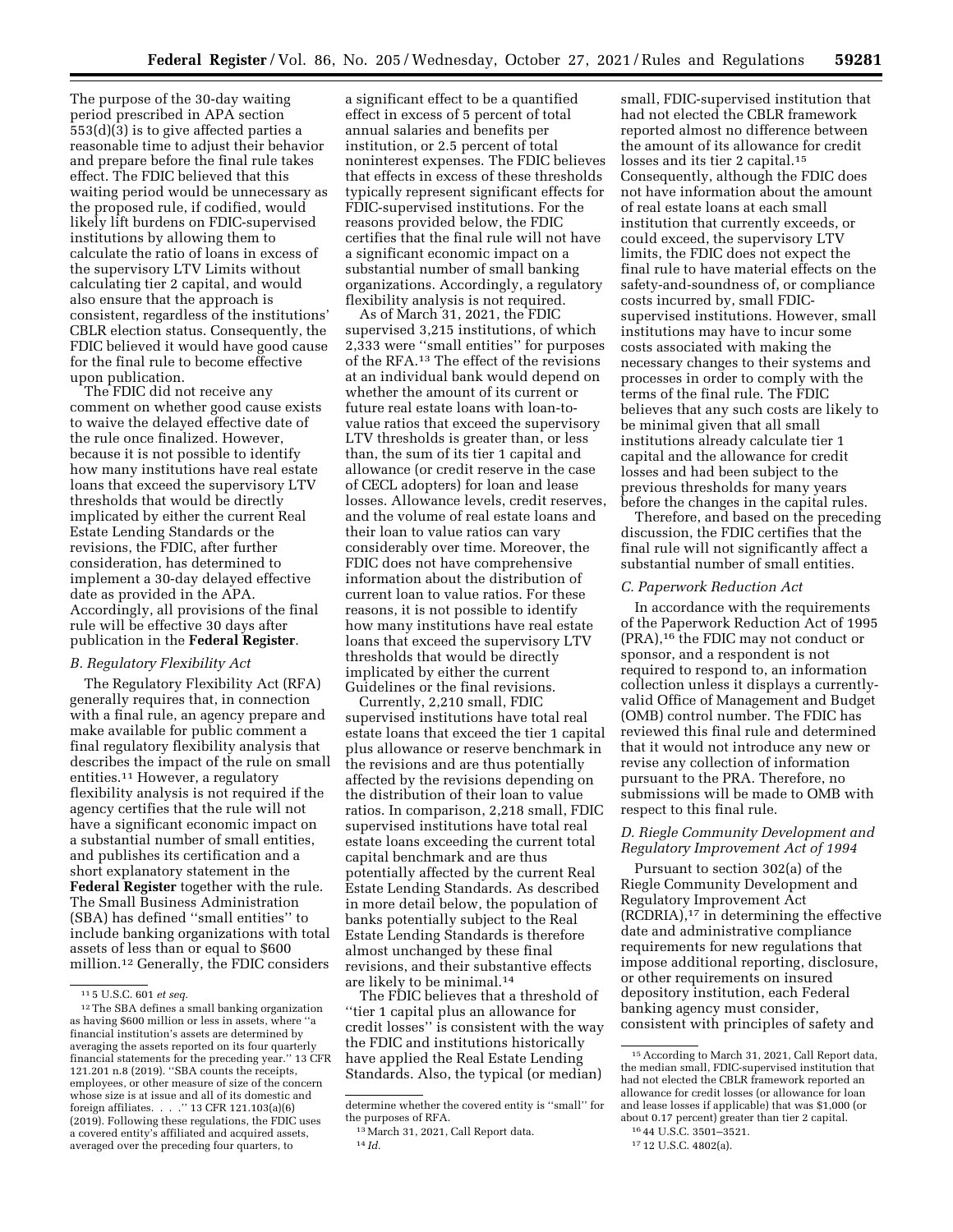The purpose of the 30-day waiting period prescribed in APA section 553(d)(3) is to give affected parties a reasonable time to adjust their behavior and prepare before the final rule takes effect. The FDIC believed that this waiting period would be unnecessary as the proposed rule, if codified, would likely lift burdens on FDIC-supervised institutions by allowing them to calculate the ratio of loans in excess of the supervisory LTV Limits without calculating tier 2 capital, and would also ensure that the approach is consistent, regardless of the institutions' CBLR election status. Consequently, the FDIC believed it would have good cause for the final rule to become effective upon publication.

The FDIC did not receive any comment on whether good cause exists to waive the delayed effective date of the rule once finalized. However, because it is not possible to identify how many institutions have real estate loans that exceed the supervisory LTV thresholds that would be directly implicated by either the current Real Estate Lending Standards or the revisions, the FDIC, after further consideration, has determined to implement a 30-day delayed effective date as provided in the APA. Accordingly, all provisions of the final rule will be effective 30 days after publication in the **Federal Register**.

### *B. Regulatory Flexibility Act*

The Regulatory Flexibility Act (RFA) generally requires that, in connection with a final rule, an agency prepare and make available for public comment a final regulatory flexibility analysis that describes the impact of the rule on small entities.[11] However, a regulatory flexibility analysis is not required if the agency certifies that the rule will not have a significant economic impact on a substantial number of small entities, and publishes its certification and a short explanatory statement in the **Federal Register** together with the rule. The Small Business Administration (SBA) has defined "small entities" to include banking organizations with total assets of less than or equal to $600 million.[12] Generally, the FDIC considers a significant effect to be a quantified effect in excess of 5 percent of total annual salaries and benefits per institution, or 2.5 percent of total noninterest expenses. The FDIC believes that effects in excess of these thresholds typically represent significant effects for FDIC-supervised institutions. For the reasons provided below, the FDIC certifies that the final rule will not have a significant economic impact on a substantial number of small banking organizations. Accordingly, a regulatory flexibility analysis is not required.

As of March 31, 2021, the FDIC supervised 3,215 institutions, of which 2,333 were "small entities" for purposes of the RFA.[13] The effect of the revisions at an individual bank would depend on whether the amount of its current or future real estate loans with loan-to-value ratios that exceed the supervisory LTV thresholds is greater than, or less than, the sum of its tier 1 capital and allowance (or credit reserve in the case of CECL adopters) for loan and lease losses. Allowance levels, credit reserves, and the volume of real estate loans and their loan to value ratios can vary considerably over time. Moreover, the FDIC does not have comprehensive information about the distribution of current loan to value ratios. For these reasons, it is not possible to identify how many institutions have real estate loans that exceed the supervisory LTV thresholds that would be directly implicated by either the current Guidelines or the final revisions.

Currently, 2,210 small, FDIC supervised institutions have total real estate loans that exceed the tier 1 capital plus allowance or reserve benchmark in the revisions and are thus potentially affected by the revisions depending on the distribution of their loan to value ratios. In comparison, 2,218 small, FDIC supervised institutions have total real estate loans exceeding the current total capital benchmark and are thus potentially affected by the current Real Estate Lending Standards. As described in more detail below, the population of banks potentially subject to the Real Estate Lending Standards is therefore almost unchanged by these final revisions, and their substantive effects are likely to be minimal.[14]

The FDIC believes that a threshold of "tier 1 capital plus an allowance for credit losses" is consistent with the way the FDIC and institutions historically have applied the Real Estate Lending Standards. Also, the typical (or median) small, FDIC-supervised institution that had not elected the CBLR framework reported almost no difference between the amount of its allowance for credit losses and its tier 2 capital.[15] Consequently, although the FDIC does not have information about the amount of real estate loans at each small institution that currently exceeds, or could exceed, the supervisory LTV limits, the FDIC does not expect the final rule to have material effects on the safety-and-soundness of, or compliance costs incurred by, small FDIC-supervised institutions. However, small institutions may have to incur some costs associated with making the necessary changes to their systems and processes in order to comply with the terms of the final rule. The FDIC believes that any such costs are likely to be minimal given that all small institutions already calculate tier 1 capital and the allowance for credit losses and had been subject to the previous thresholds for many years before the changes in the capital rules.

Therefore, and based on the preceding discussion, the FDIC certifies that the final rule will not significantly affect a substantial number of small entities.

### *C. Paperwork Reduction Act*

In accordance with the requirements of the Paperwork Reduction Act of 1995 (PRA),[16] the FDIC may not conduct or sponsor, and a respondent is not required to respond to, an information collection unless it displays a currently-valid Office of Management and Budget (OMB) control number. The FDIC has reviewed this final rule and determined that it would not introduce any new or revise any collection of information pursuant to the PRA. Therefore, no submissions will be made to OMB with respect to this final rule.

### *D. Riegle Community Development and Regulatory Improvement Act of 1994*

Pursuant to section 302(a) of the Riegle Community Development and Regulatory Improvement Act (RCDRIA),[17] in determining the effective date and administrative compliance requirements for new regulations that impose additional reporting, disclosure, or other requirements on insured depository institution, each Federal banking agency must consider, consistent with principles of safety and

---

[11] 5 U.S.C. 601 *et seq.*

[12] The SBA defines a small banking organization as having $600 million or less in assets, where "a financial institution's assets are determined by averaging the assets reported on its four quarterly financial statements for the preceding year." 13 CFR 121.201 n.8 (2019). "SBA counts the receipts, employees, or other measure of size of the concern whose size is at issue and all of its domestic and foreign affiliates. . . ." 13 CFR 121.103(a)(6) (2019). Following these regulations, the FDIC uses a covered entity's affiliated and acquired assets, averaged over the preceding four quarters, to determine whether the covered entity is "small" for the purposes of RFA.

[13] March 31, 2021, Call Report data.

[14] *Id.*

[15] According to March 31, 2021, Call Report data, the median small, FDIC-supervised institution that had not elected the CBLR framework reported an allowance for credit losses (or allowance for loan and lease losses if applicable) that was $1,000 (or about 0.17 percent) greater than tier 2 capital.

[16] 44 U.S.C. 3501–3521.

[17] 12 U.S.C. 4802(a).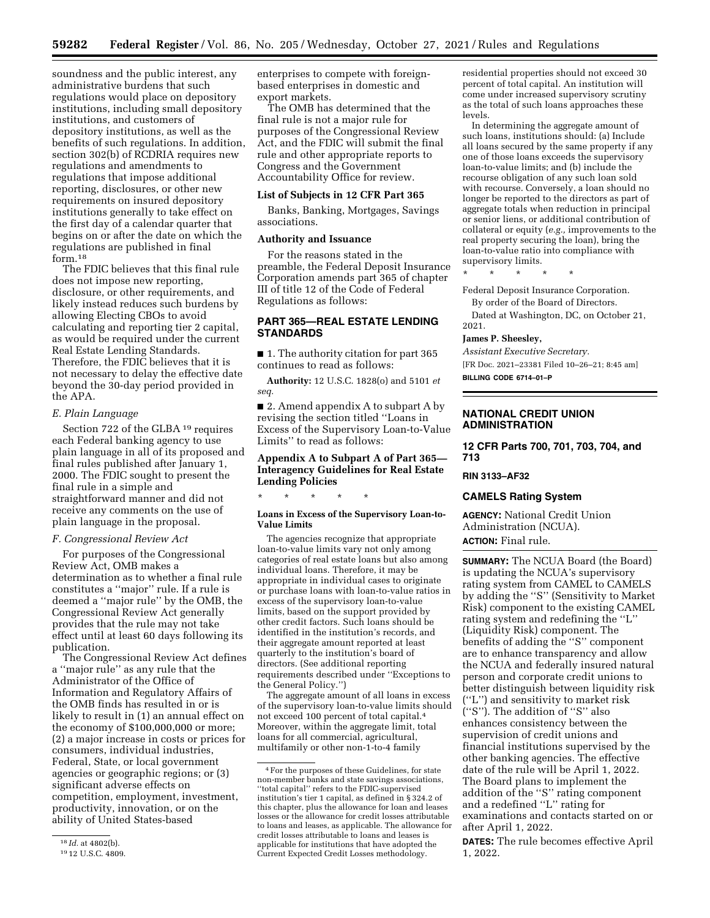soundness and the public interest, any administrative burdens that such regulations would place on depository institutions, including small depository institutions, and customers of depository institutions, as well as the benefits of such regulations. In addition, section 302(b) of RCDRIA requires new regulations and amendments to regulations that impose additional reporting, disclosures, or other new requirements on insured depository institutions generally to take effect on the first day of a calendar quarter that begins on or after the date on which the regulations are published in final form.[18]

The FDIC believes that this final rule does not impose new reporting, disclosure, or other requirements, and likely instead reduces such burdens by allowing Electing CBOs to avoid calculating and reporting tier 2 capital, as would be required under the current Real Estate Lending Standards. Therefore, the FDIC believes that it is not necessary to delay the effective date beyond the 30-day period provided in the APA.

### *E. Plain Language*

Section 722 of the GLBA[19] requires each Federal banking agency to use plain language in all of its proposed and final rules published after January 1, 2000. The FDIC sought to present the final rule in a simple and straightforward manner and did not receive any comments on the use of plain language in the proposal.

### *F. Congressional Review Act*

For purposes of the Congressional Review Act, OMB makes a determination as to whether a final rule constitutes a ''major'' rule. If a rule is deemed a ''major rule'' by the OMB, the Congressional Review Act generally provides that the rule may not take effect until at least 60 days following its publication.

The Congressional Review Act defines a ''major rule'' as any rule that the Administrator of the Office of Information and Regulatory Affairs of the OMB finds has resulted in or is likely to result in (1) an annual effect on the economy of $100,000,000 or more; (2) a major increase in costs or prices for consumers, individual industries, Federal, State, or local government agencies or geographic regions; or (3) significant adverse effects on competition, employment, investment, productivity, innovation, or on the ability of United States-based enterprises to compete with foreign-based enterprises in domestic and export markets.

The OMB has determined that the final rule is not a major rule for purposes of the Congressional Review Act, and the FDIC will submit the final rule and other appropriate reports to Congress and the Government Accountability Office for review.

### List of Subjects in 12 CFR Part 365

Banks, Banking, Mortgages, Savings associations.

### Authority and Issuance

For the reasons stated in the preamble, the Federal Deposit Insurance Corporation amends part 365 of chapter III of title 12 of the Code of Federal Regulations as follows:

## PART 365—REAL ESTATE LENDING STANDARDS

■ 1. The authority citation for part 365 continues to read as follows:

**Authority:** 12 U.S.C. 1828(o) and 5101 *et seq.*

■ 2. Amend appendix A to subpart A by revising the section titled ''Loans in Excess of the Supervisory Loan-to-Value Limits'' to read as follows:

### Appendix A to Subpart A of Part 365—Interagency Guidelines for Real Estate Lending Policies

\* \* \* \* \*

#### Loans in Excess of the Supervisory Loan-to-Value Limits

The agencies recognize that appropriate loan-to-value limits vary not only among categories of real estate loans but also among individual loans. Therefore, it may be appropriate in individual cases to originate or purchase loans with loan-to-value ratios in excess of the supervisory loan-to-value limits, based on the support provided by other credit factors. Such loans should be identified in the institution's records, and their aggregate amount reported at least quarterly to the institution's board of directors. (See additional reporting requirements described under ''Exceptions to the General Policy.'')

The aggregate amount of all loans in excess of the supervisory loan-to-value limits should not exceed 100 percent of total capital.[4] Moreover, within the aggregate limit, total loans for all commercial, agricultural, multifamily or other non-1-to-4 family residential properties should not exceed 30 percent of total capital. An institution will come under increased supervisory scrutiny as the total of such loans approaches these levels.

In determining the aggregate amount of such loans, institutions should: (a) Include all loans secured by the same property if any one of those loans exceeds the supervisory loan-to-value limits; and (b) include the recourse obligation of any such loan sold with recourse. Conversely, a loan should no longer be reported to the directors as part of aggregate totals when reduction in principal or senior liens, or additional contribution of collateral or equity (*e.g.,* improvements to the real property securing the loan), bring the loan-to-value ratio into compliance with supervisory limits.

\* \* \* \* \*

Federal Deposit Insurance Corporation.

By order of the Board of Directors.

Dated at Washington, DC, on October 21, 2021.

**James P. Sheesley,**

*Assistant Executive Secretary.*

[FR Doc. 2021–23381 Filed 10–26–21; 8:45 am]

**BILLING CODE 6714–01–P**

---

[18] *Id.* at 4802(b).

[19] 12 U.S.C. 4809.

[4] For the purposes of these Guidelines, for state non-member banks and state savings associations, ''total capital'' refers to the FDIC-supervised institution's tier 1 capital, as defined in § 324.2 of this chapter, plus the allowance for loan and leases losses or the allowance for credit losses attributable to loans and leases, as applicable. The allowance for credit losses attributable to loans and leases is applicable for institutions that have adopted the Current Expected Credit Losses methodology.

---

## NATIONAL CREDIT UNION ADMINISTRATION

## 12 CFR Parts 700, 701, 703, 704, and 713

**RIN 3133–AF32**

## CAMELS Rating System

**AGENCY:** National Credit Union Administration (NCUA).

**ACTION:** Final rule.

**SUMMARY:** The NCUA Board (the Board) is updating the NCUA's supervisory rating system from CAMEL to CAMELS by adding the ''S'' (Sensitivity to Market Risk) component to the existing CAMEL rating system and redefining the ''L'' (Liquidity Risk) component. The benefits of adding the ''S'' component are to enhance transparency and allow the NCUA and federally insured natural person and corporate credit unions to better distinguish between liquidity risk (''L'') and sensitivity to market risk (''S''). The addition of ''S'' also enhances consistency between the supervision of credit unions and financial institutions supervised by the other banking agencies. The effective date of the rule will be April 1, 2022. The Board plans to implement the addition of the ''S'' rating component and a redefined ''L'' rating for examinations and contacts started on or after April 1, 2022.

**DATES:** The rule becomes effective April 1, 2022.